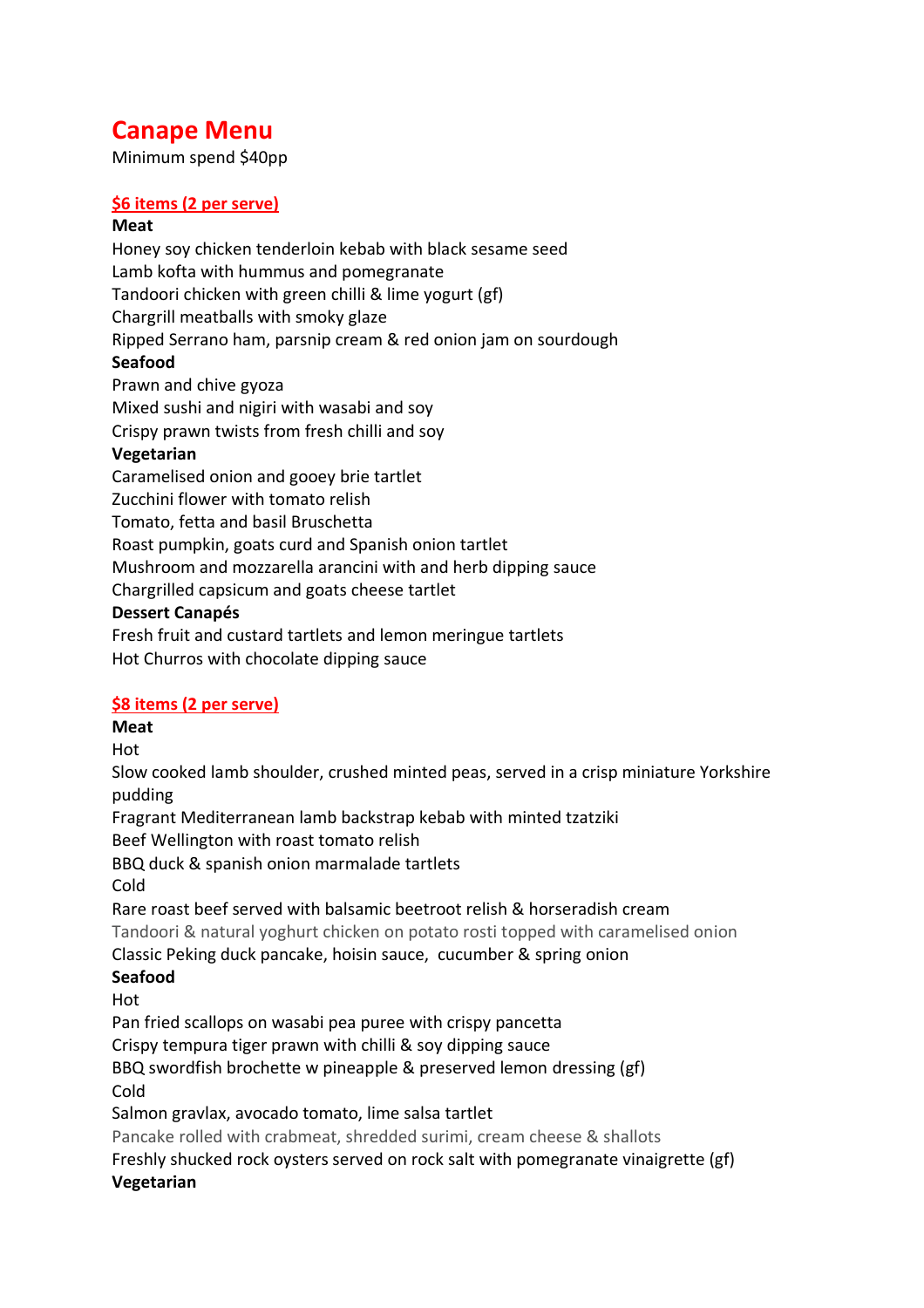# Canape Menu

Minimum spend $40pp

## $6 items (2 per serve)

**Meat**

Honey soy chicken tenderloin kebab with black sesame seed
Lamb kofta with hummus and pomegranate
Tandoori chicken with green chilli & lime yogurt (gf)
Chargrill meatballs with smoky glaze
Ripped Serrano ham, parsnip cream & red onion jam on sourdough

**Seafood**

Prawn and chive gyoza
Mixed sushi and nigiri with wasabi and soy
Crispy prawn twists from fresh chilli and soy

**Vegetarian**

Caramelised onion and gooey brie tartlet
Zucchini flower with tomato relish
Tomato, fetta and basil Bruschetta
Roast pumpkin, goats curd and Spanish onion tartlet
Mushroom and mozzarella arancini with and herb dipping sauce
Chargrilled capsicum and goats cheese tartlet

**Dessert Canapés**

Fresh fruit and custard tartlets and lemon meringue tartlets
Hot Churros with chocolate dipping sauce

## $8 items (2 per serve)

**Meat**

Hot

Slow cooked lamb shoulder, crushed minted peas, served in a crisp miniature Yorkshire pudding
Fragrant Mediterranean lamb backstrap kebab with minted tzatziki
Beef Wellington with roast tomato relish
BBQ duck & spanish onion marmalade tartlets

Cold

Rare roast beef served with balsamic beetroot relish & horseradish cream
Tandoori & natural yoghurt chicken on potato rosti topped with caramelised onion
Classic Peking duck pancake, hoisin sauce, cucumber & spring onion

**Seafood**

Hot

Pan fried scallops on wasabi pea puree with crispy pancetta
Crispy tempura tiger prawn with chilli & soy dipping sauce
BBQ swordfish brochette w pineapple & preserved lemon dressing (gf)

Cold

Salmon gravlax, avocado tomato, lime salsa tartlet
Pancake rolled with crabmeat, shredded surimi, cream cheese & shallots
Freshly shucked rock oysters served on rock salt with pomegranate vinaigrette (gf)

**Vegetarian**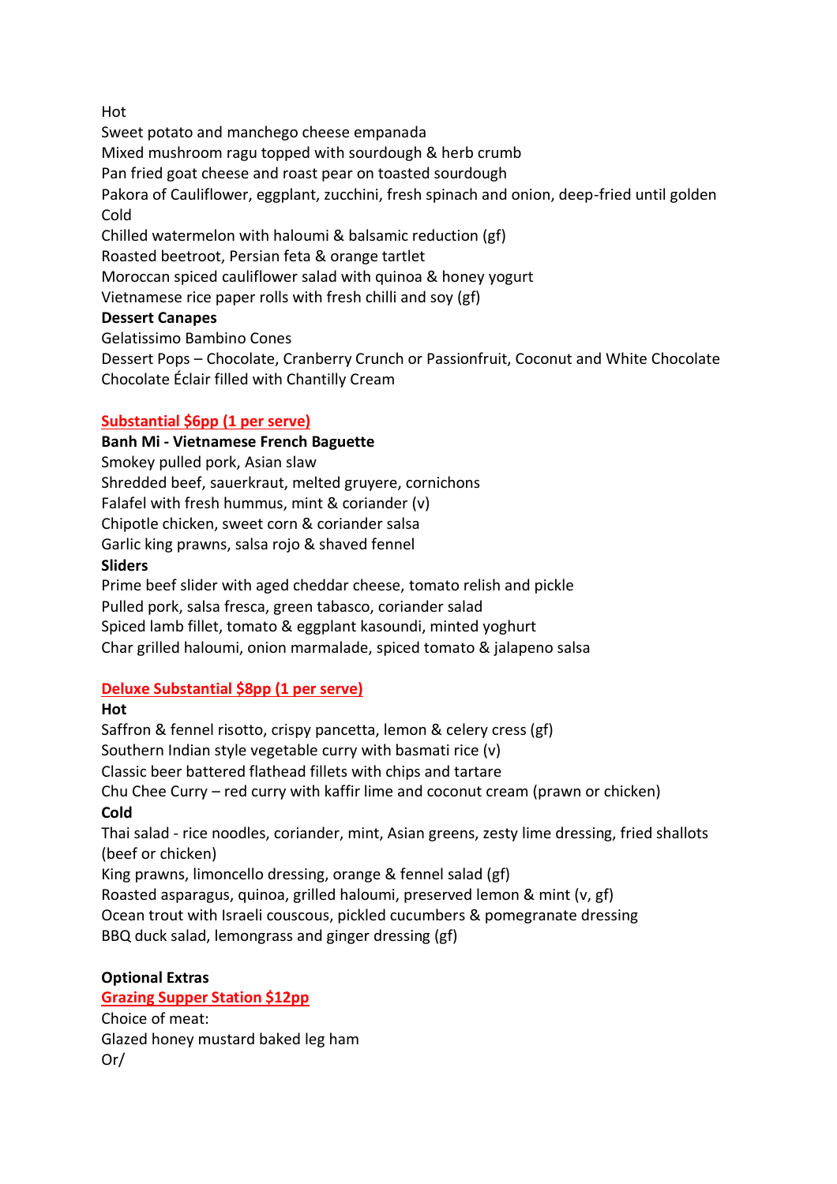Hot

Sweet potato and manchego cheese empanada
Mixed mushroom ragu topped with sourdough & herb crumb
Pan fried goat cheese and roast pear on toasted sourdough
Pakora of Cauliflower, eggplant, zucchini, fresh spinach and onion, deep-fried until golden

Cold

Chilled watermelon with haloumi & balsamic reduction (gf)
Roasted beetroot, Persian feta & orange tartlet
Moroccan spiced cauliflower salad with quinoa & honey yogurt
Vietnamese rice paper rolls with fresh chilli and soy (gf)

**Dessert Canapes**

Gelatissimo Bambino Cones
Dessert Pops – Chocolate, Cranberry Crunch or Passionfruit, Coconut and White Chocolate
Chocolate Éclair filled with Chantilly Cream

**Substantial $6pp (1 per serve)**

**Banh Mi - Vietnamese French Baguette**

Smokey pulled pork, Asian slaw
Shredded beef, sauerkraut, melted gruyere, cornichons
Falafel with fresh hummus, mint & coriander (v)
Chipotle chicken, sweet corn & coriander salsa
Garlic king prawns, salsa rojo & shaved fennel

**Sliders**

Prime beef slider with aged cheddar cheese, tomato relish and pickle
Pulled pork, salsa fresca, green tabasco, coriander salad
Spiced lamb fillet, tomato & eggplant kasoundi, minted yoghurt
Char grilled haloumi, onion marmalade, spiced tomato & jalapeno salsa

**Deluxe Substantial $8pp (1 per serve)**

**Hot**

Saffron & fennel risotto, crispy pancetta, lemon & celery cress (gf)
Southern Indian style vegetable curry with basmati rice (v)
Classic beer battered flathead fillets with chips and tartare
Chu Chee Curry – red curry with kaffir lime and coconut cream (prawn or chicken)

**Cold**

Thai salad - rice noodles, coriander, mint, Asian greens, zesty lime dressing, fried shallots (beef or chicken)
King prawns, limoncello dressing, orange & fennel salad (gf)
Roasted asparagus, quinoa, grilled haloumi, preserved lemon & mint (v, gf)
Ocean trout with Israeli couscous, pickled cucumbers & pomegranate dressing
BBQ duck salad, lemongrass and ginger dressing (gf)

**Optional Extras**

**Grazing Supper Station $12pp**

Choice of meat:
Glazed honey mustard baked leg ham
Or/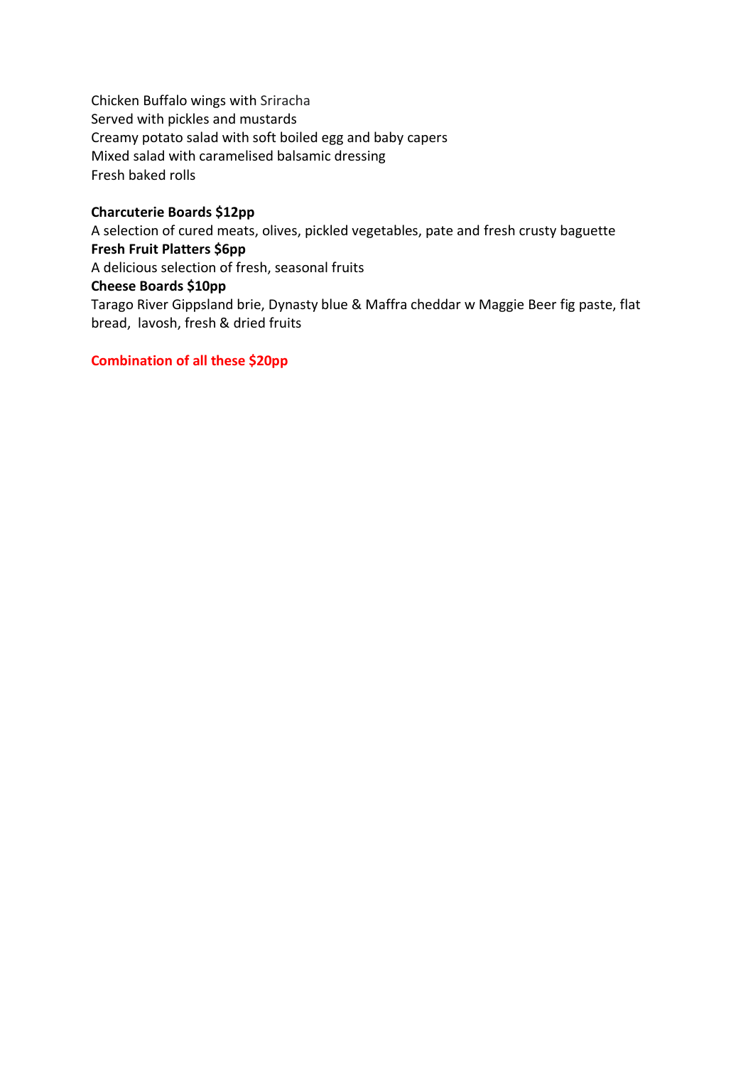Chicken Buffalo wings with Sriracha
Served with pickles and mustards
Creamy potato salad with soft boiled egg and baby capers
Mixed salad with caramelised balsamic dressing
Fresh baked rolls

**Charcuterie Boards $12pp**
A selection of cured meats, olives, pickled vegetables, pate and fresh crusty baguette
**Fresh Fruit Platters $6pp**
A delicious selection of fresh, seasonal fruits
**Cheese Boards $10pp**
Tarago River Gippsland brie, Dynasty blue & Maffra cheddar w Maggie Beer fig paste, flat bread, lavosh, fresh & dried fruits

**Combination of all these $20pp**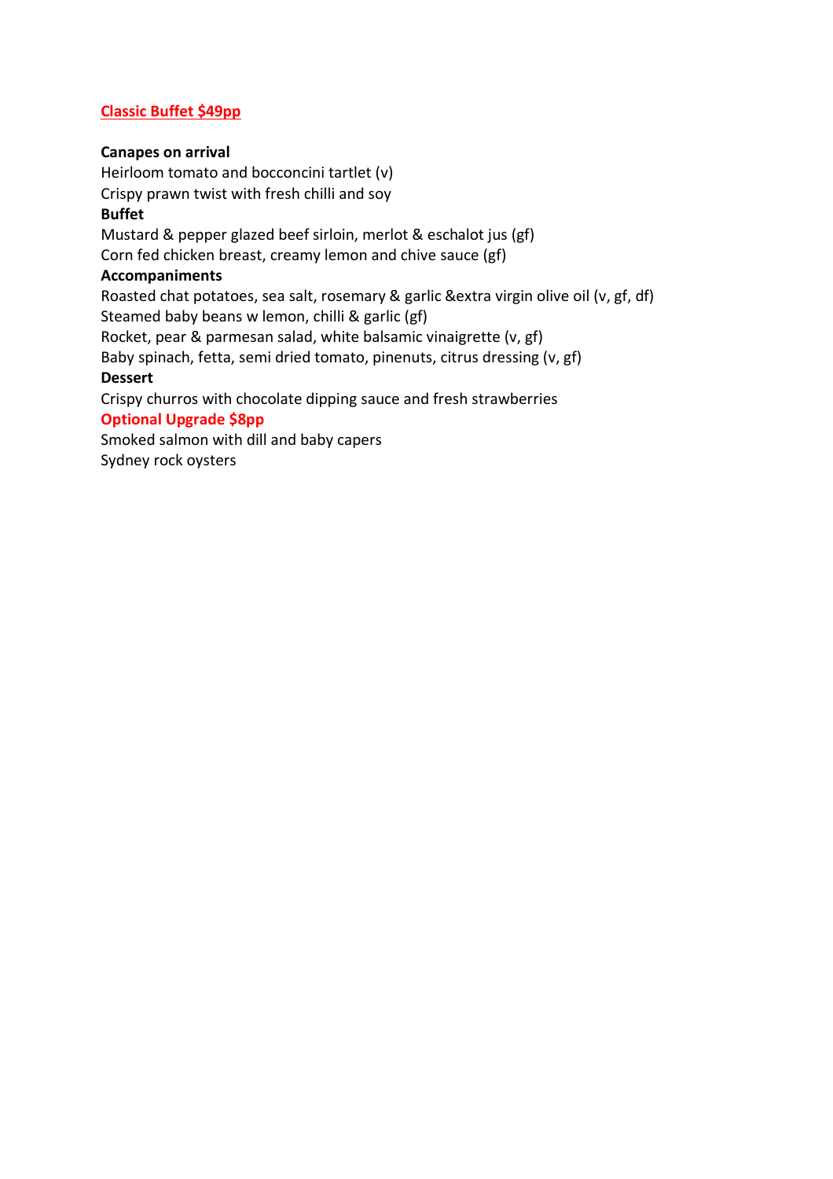## Classic Buffet $49pp

**Canapes on arrival**

Heirloom tomato and bocconcini tartlet (v)
Crispy prawn twist with fresh chilli and soy

**Buffet**

Mustard & pepper glazed beef sirloin, merlot & eschalot jus (gf)
Corn fed chicken breast, creamy lemon and chive sauce (gf)

**Accompaniments**

Roasted chat potatoes, sea salt, rosemary & garlic &extra virgin olive oil (v, gf, df)
Steamed baby beans w lemon, chilli & garlic (gf)
Rocket, pear & parmesan salad, white balsamic vinaigrette (v, gf)
Baby spinach, fetta, semi dried tomato, pinenuts, citrus dressing (v, gf)

**Dessert**

Crispy churros with chocolate dipping sauce and fresh strawberries

**Optional Upgrade $8pp**

Smoked salmon with dill and baby capers
Sydney rock oysters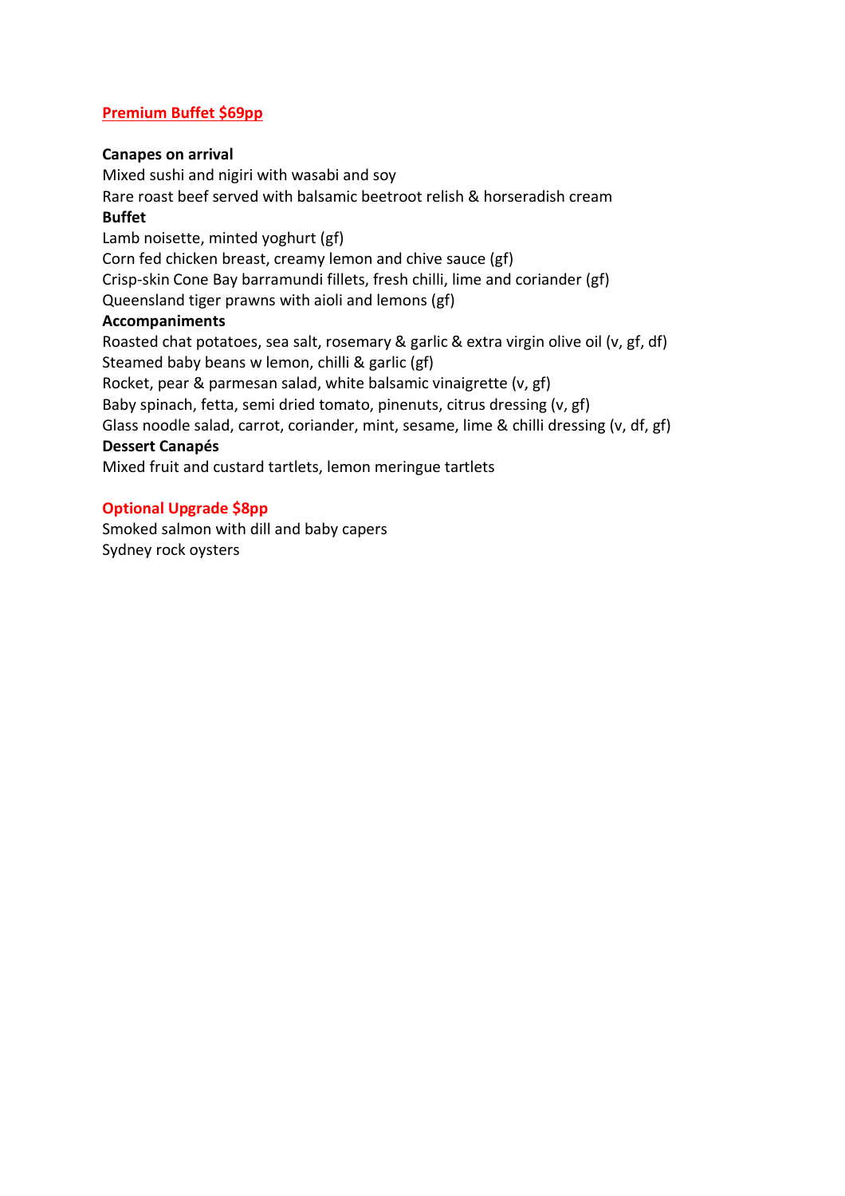## Premium Buffet $69pp

**Canapes on arrival**

Mixed sushi and nigiri with wasabi and soy
Rare roast beef served with balsamic beetroot relish & horseradish cream

**Buffet**

Lamb noisette, minted yoghurt (gf)
Corn fed chicken breast, creamy lemon and chive sauce (gf)
Crisp-skin Cone Bay barramundi fillets, fresh chilli, lime and coriander (gf)
Queensland tiger prawns with aioli and lemons (gf)

**Accompaniments**

Roasted chat potatoes, sea salt, rosemary & garlic & extra virgin olive oil (v, gf, df)
Steamed baby beans w lemon, chilli & garlic (gf)
Rocket, pear & parmesan salad, white balsamic vinaigrette (v, gf)
Baby spinach, fetta, semi dried tomato, pinenuts, citrus dressing (v, gf)
Glass noodle salad, carrot, coriander, mint, sesame, lime & chilli dressing (v, df, gf)

**Dessert Canapés**

Mixed fruit and custard tartlets, lemon meringue tartlets

## Optional Upgrade $8pp

Smoked salmon with dill and baby capers
Sydney rock oysters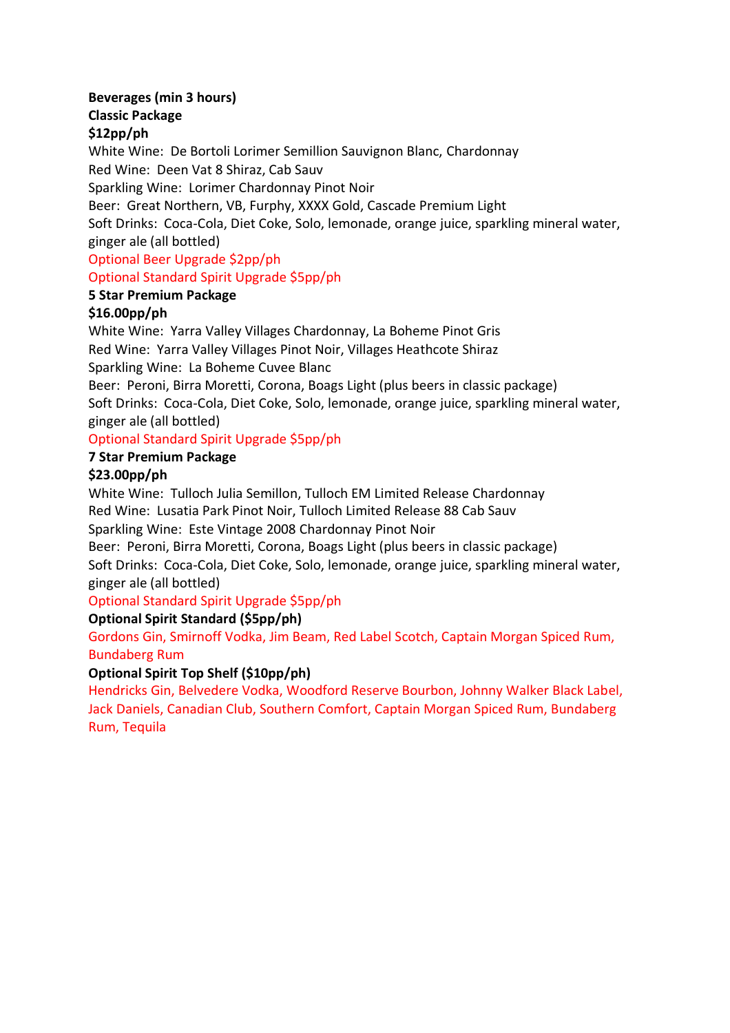**Beverages (min 3 hours)**

**Classic Package**

**$12pp/ph**

White Wine: De Bortoli Lorimer Semillion Sauvignon Blanc, Chardonnay

Red Wine: Deen Vat 8 Shiraz, Cab Sauv

Sparkling Wine: Lorimer Chardonnay Pinot Noir

Beer: Great Northern, VB, Furphy, XXXX Gold, Cascade Premium Light

Soft Drinks: Coca-Cola, Diet Coke, Solo, lemonade, orange juice, sparkling mineral water, ginger ale (all bottled)

Optional Beer Upgrade $2pp/ph

Optional Standard Spirit Upgrade $5pp/ph

**5 Star Premium Package**

**$16.00pp/ph**

White Wine: Yarra Valley Villages Chardonnay, La Boheme Pinot Gris

Red Wine: Yarra Valley Villages Pinot Noir, Villages Heathcote Shiraz

Sparkling Wine: La Boheme Cuvee Blanc

Beer: Peroni, Birra Moretti, Corona, Boags Light (plus beers in classic package)

Soft Drinks: Coca-Cola, Diet Coke, Solo, lemonade, orange juice, sparkling mineral water, ginger ale (all bottled)

Optional Standard Spirit Upgrade $5pp/ph

**7 Star Premium Package**

**$23.00pp/ph**

White Wine: Tulloch Julia Semillon, Tulloch EM Limited Release Chardonnay

Red Wine: Lusatia Park Pinot Noir, Tulloch Limited Release 88 Cab Sauv

Sparkling Wine: Este Vintage 2008 Chardonnay Pinot Noir

Beer: Peroni, Birra Moretti, Corona, Boags Light (plus beers in classic package)

Soft Drinks: Coca-Cola, Diet Coke, Solo, lemonade, orange juice, sparkling mineral water, ginger ale (all bottled)

Optional Standard Spirit Upgrade $5pp/ph

**Optional Spirit Standard ($5pp/ph)**

Gordons Gin, Smirnoff Vodka, Jim Beam, Red Label Scotch, Captain Morgan Spiced Rum, Bundaberg Rum

**Optional Spirit Top Shelf ($10pp/ph)**

Hendricks Gin, Belvedere Vodka, Woodford Reserve Bourbon, Johnny Walker Black Label, Jack Daniels, Canadian Club, Southern Comfort, Captain Morgan Spiced Rum, Bundaberg Rum, Tequila